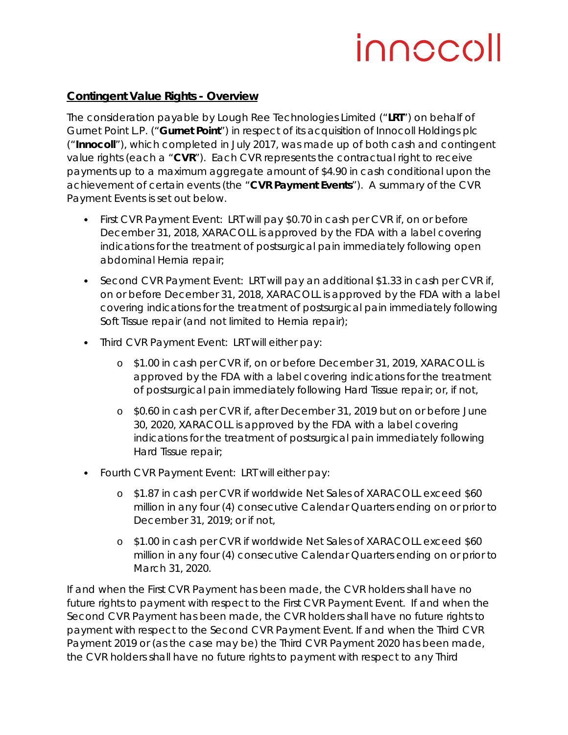## Contingent Value Rights - Overview

The consideration payable by Lough Ree Technologies Limited ("**LRT**") on behalf of Gurnet Point L.P. ("**Gurnet Point**") in respect of its acquisition of Innocoll Holdings plc ("**Innocoll**"), which completed in July 2017, was made up of both cash and contingent value rights (each a "**CVR**"). Each CVR represents the contractual right to receive payments up to a maximum aggregate amount of $4.90 in cash conditional upon the achievement of certain events (the "**CVR Payment Events**"). A summary of the CVR Payment Events is set out below.

- First CVR Payment Event: LRT will pay $0.70 in cash per CVR if, on or before December 31, 2018, XARACOLL is approved by the FDA with a label covering indications for the treatment of postsurgical pain immediately following open abdominal Hernia repair;
- Second CVR Payment Event: LRT will pay an additional $1.33 in cash per CVR if, on or before December 31, 2018, XARACOLL is approved by the FDA with a label covering indications for the treatment of postsurgical pain immediately following Soft Tissue repair (and not limited to Hernia repair);
- Third CVR Payment Event: LRT will either pay:
    - $1.00 in cash per CVR if, on or before December 31, 2019, XARACOLL is approved by the FDA with a label covering indications for the treatment of postsurgical pain immediately following Hard Tissue repair; or, if not,
    - $0.60 in cash per CVR if, after December 31, 2019 but on or before June 30, 2020, XARACOLL is approved by the FDA with a label covering indications for the treatment of postsurgical pain immediately following Hard Tissue repair;
- Fourth CVR Payment Event: LRT will either pay:
    - $1.87 in cash per CVR if worldwide Net Sales of XARACOLL exceed $60 million in any four (4) consecutive Calendar Quarters ending on or prior to December 31, 2019; or if not,
    - $1.00 in cash per CVR if worldwide Net Sales of XARACOLL exceed $60 million in any four (4) consecutive Calendar Quarters ending on or prior to March 31, 2020.

If and when the First CVR Payment has been made, the CVR holders shall have no future rights to payment with respect to the First CVR Payment Event. If and when the Second CVR Payment has been made, the CVR holders shall have no future rights to payment with respect to the Second CVR Payment Event. If and when the Third CVR Payment 2019 or (as the case may be) the Third CVR Payment 2020 has been made, the CVR holders shall have no future rights to payment with respect to any Third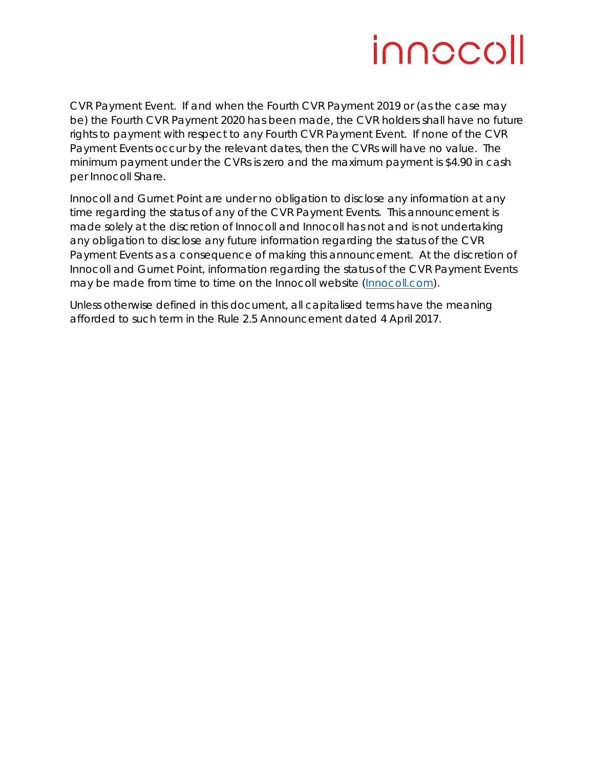CVR Payment Event. If and when the Fourth CVR Payment 2019 or (as the case may be) the Fourth CVR Payment 2020 has been made, the CVR holders shall have no future rights to payment with respect to any Fourth CVR Payment Event. If none of the CVR Payment Events occur by the relevant dates, then the CVRs will have no value. The minimum payment under the CVRs is zero and the maximum payment is $4.90 in cash per Innocoll Share.

Innocoll and Gurnet Point are under no obligation to disclose any information at any time regarding the status of any of the CVR Payment Events. This announcement is made solely at the discretion of Innocoll and Innocoll has not and is not undertaking any obligation to disclose any future information regarding the status of the CVR Payment Events as a consequence of making this announcement. At the discretion of Innocoll and Gurnet Point, information regarding the status of the CVR Payment Events may be made from time to time on the Innocoll website (Innocoll.com).

Unless otherwise defined in this document, all capitalised terms have the meaning afforded to such term in the Rule 2.5 Announcement dated 4 April 2017.